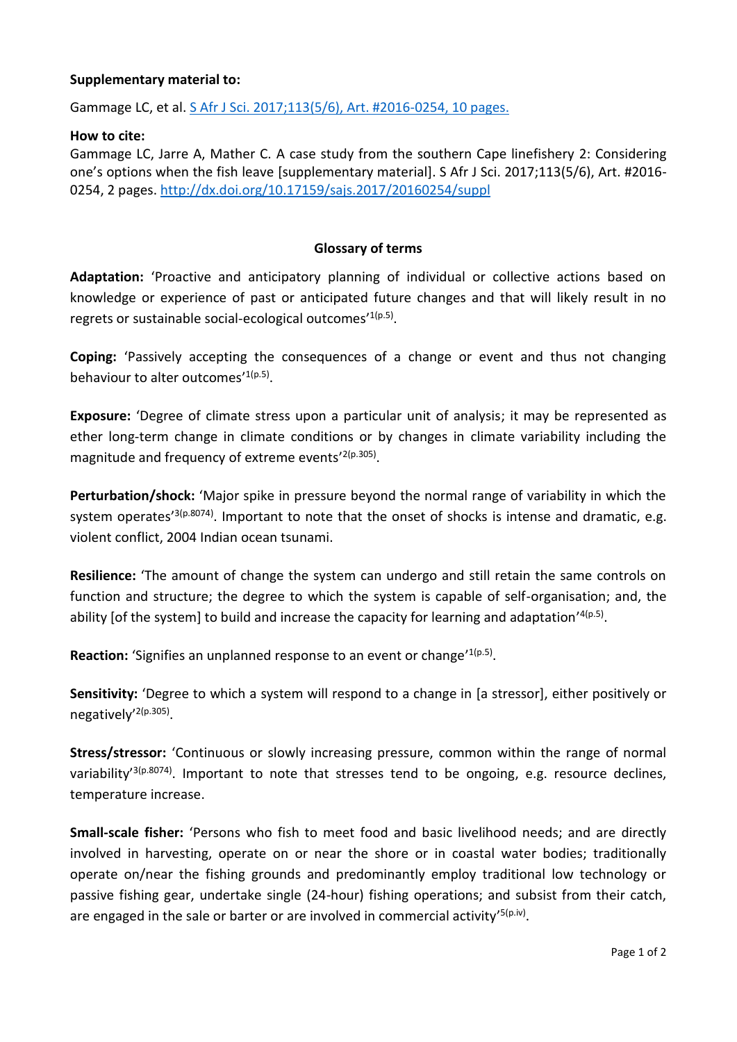**Supplementary material to:**

Gammage LC, et al. S Afr J Sci. 2017;113(5/6), Art. #2016-0254, 10 pages.

**How to cite:**
Gammage LC, Jarre A, Mather C. A case study from the southern Cape linefishery 2: Considering one's options when the fish leave [supplementary material]. S Afr J Sci. 2017;113(5/6), Art. #2016-0254, 2 pages. http://dx.doi.org/10.17159/sajs.2017/20160254/suppl

## Glossary of terms

**Adaptation:** 'Proactive and anticipatory planning of individual or collective actions based on knowledge or experience of past or anticipated future changes and that will likely result in no regrets or sustainable social-ecological outcomes'[1(p.5)].

**Coping:** 'Passively accepting the consequences of a change or event and thus not changing behaviour to alter outcomes'[1(p.5)].

**Exposure:** 'Degree of climate stress upon a particular unit of analysis; it may be represented as ether long-term change in climate conditions or by changes in climate variability including the magnitude and frequency of extreme events'[2(p.305)].

**Perturbation/shock:** 'Major spike in pressure beyond the normal range of variability in which the system operates'[3(p.8074)]. Important to note that the onset of shocks is intense and dramatic, e.g. violent conflict, 2004 Indian ocean tsunami.

**Resilience:** 'The amount of change the system can undergo and still retain the same controls on function and structure; the degree to which the system is capable of self-organisation; and, the ability [of the system] to build and increase the capacity for learning and adaptation'[4(p.5)].

**Reaction:** 'Signifies an unplanned response to an event or change'[1(p.5)].

**Sensitivity:** 'Degree to which a system will respond to a change in [a stressor], either positively or negatively'[2(p.305)].

**Stress/stressor:** 'Continuous or slowly increasing pressure, common within the range of normal variability'[3(p.8074)]. Important to note that stresses tend to be ongoing, e.g. resource declines, temperature increase.

**Small-scale fisher:** 'Persons who fish to meet food and basic livelihood needs; and are directly involved in harvesting, operate on or near the shore or in coastal water bodies; traditionally operate on/near the fishing grounds and predominantly employ traditional low technology or passive fishing gear, undertake single (24-hour) fishing operations; and subsist from their catch, are engaged in the sale or barter or are involved in commercial activity'[5(p.iv)].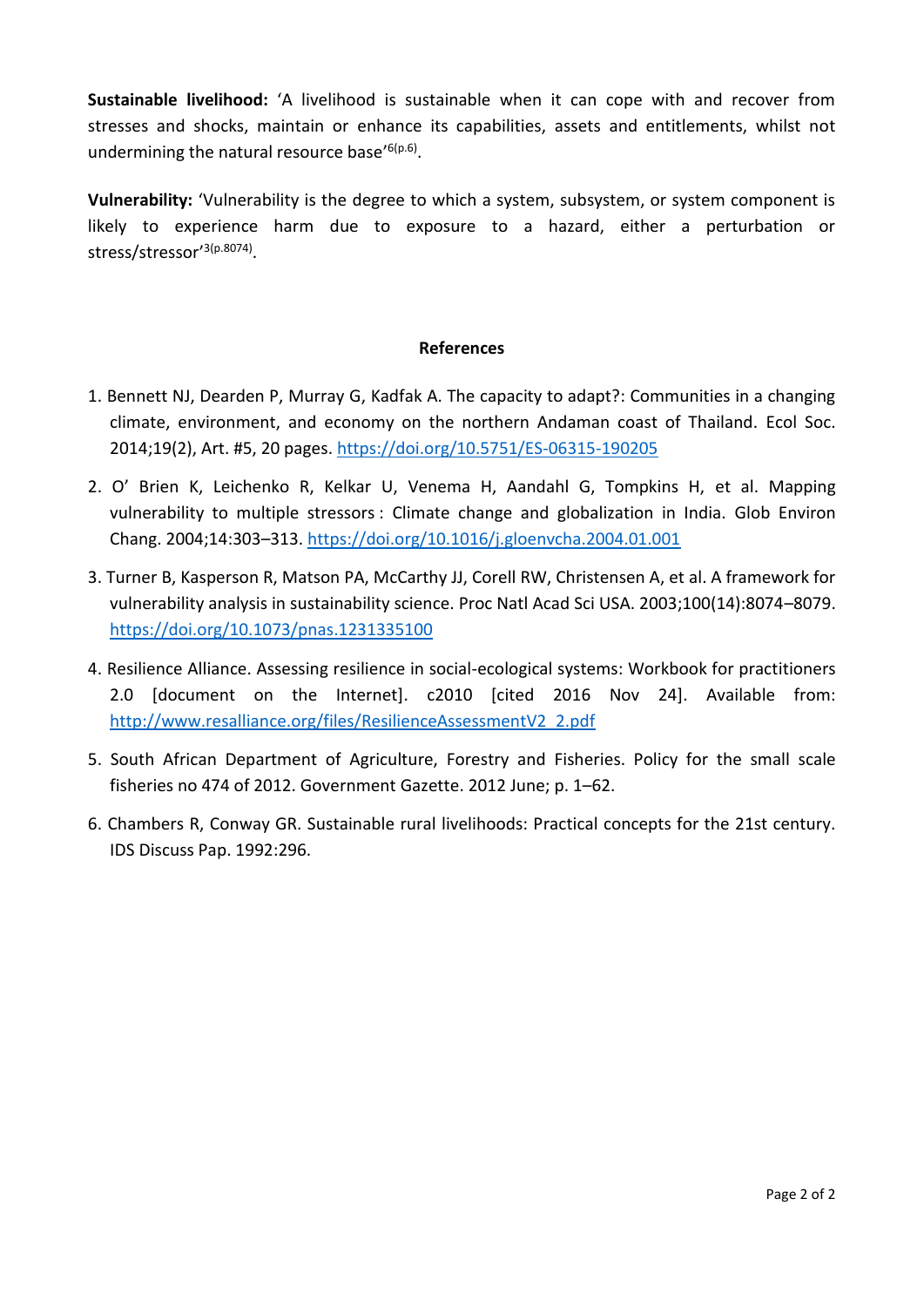**Sustainable livelihood:** 'A livelihood is sustainable when it can cope with and recover from stresses and shocks, maintain or enhance its capabilities, assets and entitlements, whilst not undermining the natural resource base'[6(p.6)].

**Vulnerability:** 'Vulnerability is the degree to which a system, subsystem, or system component is likely to experience harm due to exposure to a hazard, either a perturbation or stress/stressor'[3(p.8074)].

## References

1. Bennett NJ, Dearden P, Murray G, Kadfak A. The capacity to adapt?: Communities in a changing climate, environment, and economy on the northern Andaman coast of Thailand. Ecol Soc. 2014;19(2), Art. #5, 20 pages. https://doi.org/10.5751/ES-06315-190205
2. O' Brien K, Leichenko R, Kelkar U, Venema H, Aandahl G, Tompkins H, et al. Mapping vulnerability to multiple stressors : Climate change and globalization in India. Glob Environ Chang. 2004;14:303–313. https://doi.org/10.1016/j.gloenvcha.2004.01.001
3. Turner B, Kasperson R, Matson PA, McCarthy JJ, Corell RW, Christensen A, et al. A framework for vulnerability analysis in sustainability science. Proc Natl Acad Sci USA. 2003;100(14):8074–8079. https://doi.org/10.1073/pnas.1231335100
4. Resilience Alliance. Assessing resilience in social-ecological systems: Workbook for practitioners 2.0 [document on the Internet]. c2010 [cited 2016 Nov 24]. Available from: http://www.resalliance.org/files/ResilienceAssessmentV2_2.pdf
5. South African Department of Agriculture, Forestry and Fisheries. Policy for the small scale fisheries no 474 of 2012. Government Gazette. 2012 June; p. 1–62.
6. Chambers R, Conway GR. Sustainable rural livelihoods: Practical concepts for the 21st century. IDS Discuss Pap. 1992:296.